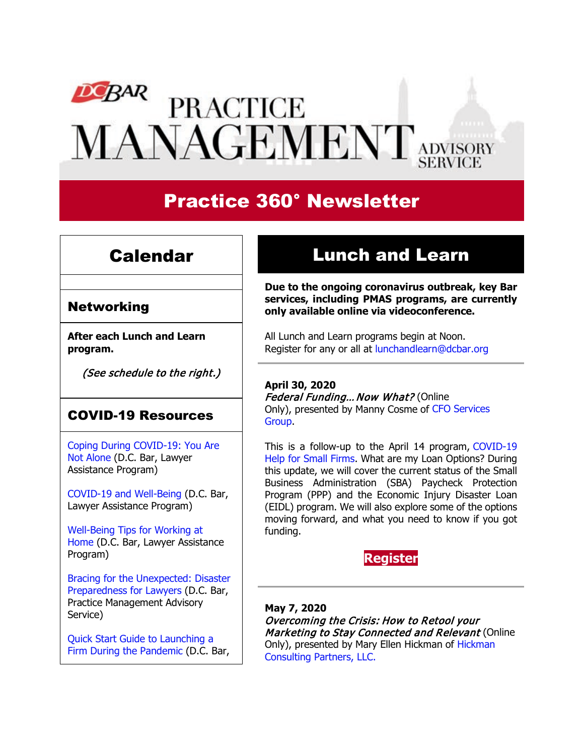# DC BAR PRACTICE MANAGEMENT ADVISORY SERVICE

# Practice 360° Newsletter

## Calendar

### Networking

**After each Lunch and Learn program.**

*(See schedule to the right.)*

### COVID-19 Resources

Coping During COVID-19: You Are Not Alone (D.C. Bar, Lawyer Assistance Program)

COVID-19 and Well-Being (D.C. Bar, Lawyer Assistance Program)

Well-Being Tips for Working at Home (D.C. Bar, Lawyer Assistance Program)

Bracing for the Unexpected: Disaster Preparedness for Lawyers (D.C. Bar, Practice Management Advisory Service)

Quick Start Guide to Launching a Firm During the Pandemic (D.C. Bar,

## Lunch and Learn

**Due to the ongoing coronavirus outbreak, key Bar services, including PMAS programs, are currently only available online via videoconference.**

All Lunch and Learn programs begin at Noon.
Register for any or all at lunchandlearn@dcbar.org

---

**April 30, 2020**
*Federal Funding... Now What?* (Online Only), presented by Manny Cosme of CFO Services Group.

This is a follow-up to the April 14 program, COVID-19 Help for Small Firms. What are my Loan Options? During this update, we will cover the current status of the Small Business Administration (SBA) Paycheck Protection Program (PPP) and the Economic Injury Disaster Loan (EIDL) program. We will also explore some of the options moving forward, and what you need to know if you got funding.

**Register**

---

**May 7, 2020**
*Overcoming the Crisis: How to Retool your Marketing to Stay Connected and Relevant* (Online Only), presented by Mary Ellen Hickman of Hickman Consulting Partners, LLC.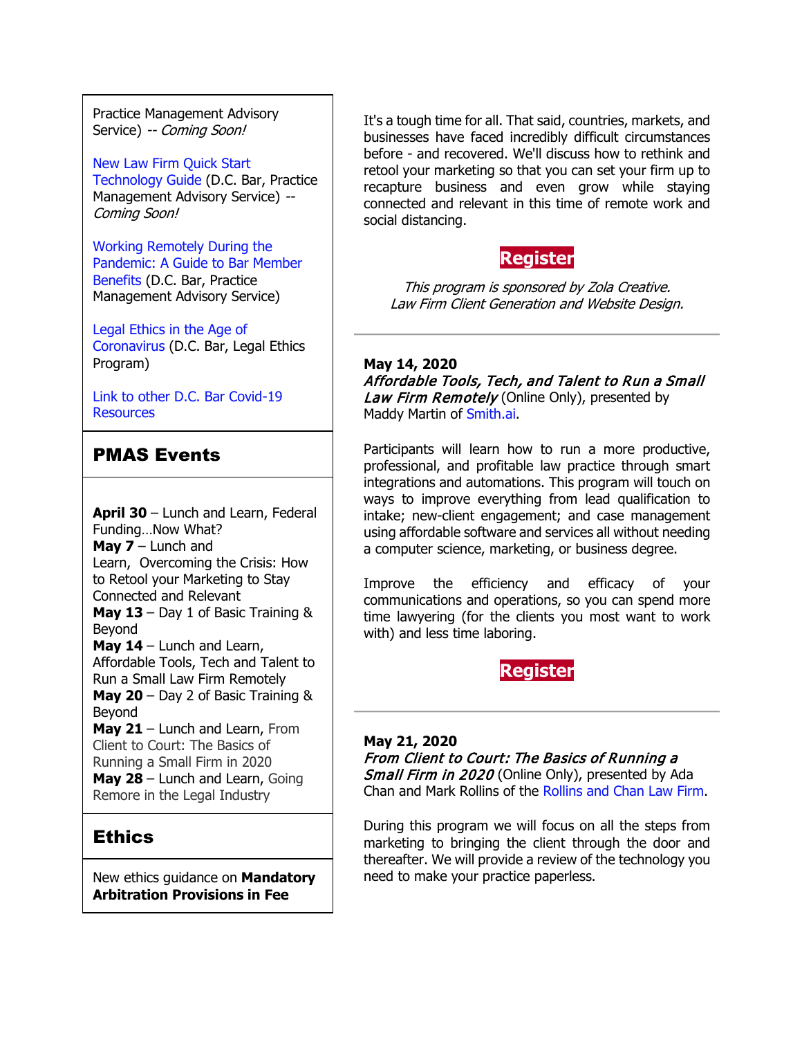Practice Management Advisory Service) -- *Coming Soon!*

New Law Firm Quick Start Technology Guide (D.C. Bar, Practice Management Advisory Service) -- *Coming Soon!*

Working Remotely During the Pandemic: A Guide to Bar Member Benefits (D.C. Bar, Practice Management Advisory Service)

Legal Ethics in the Age of Coronavirus (D.C. Bar, Legal Ethics Program)

Link to other D.C. Bar Covid-19 Resources

## PMAS Events

**April 30** – Lunch and Learn, Federal Funding…Now What?
**May 7** – Lunch and Learn, Overcoming the Crisis: How to Retool your Marketing to Stay Connected and Relevant
**May 13** – Day 1 of Basic Training & Beyond
**May 14** – Lunch and Learn, Affordable Tools, Tech and Talent to Run a Small Law Firm Remotely
**May 20** – Day 2 of Basic Training & Beyond
**May 21** – Lunch and Learn, From Client to Court: The Basics of Running a Small Firm in 2020
**May 28** – Lunch and Learn, Going Remore in the Legal Industry

## Ethics

New ethics guidance on **Mandatory Arbitration Provisions in Fee**

It's a tough time for all. That said, countries, markets, and businesses have faced incredibly difficult circumstances before - and recovered. We'll discuss how to rethink and retool your marketing so that you can set your firm up to recapture business and even grow while staying connected and relevant in this time of remote work and social distancing.

**Register**

*This program is sponsored by Zola Creative.*
*Law Firm Client Generation and Website Design.*

---

**May 14, 2020**
***Affordable Tools, Tech, and Talent to Run a Small Law Firm Remotely*** (Online Only), presented by Maddy Martin of Smith.ai.

Participants will learn how to run a more productive, professional, and profitable law practice through smart integrations and automations. This program will touch on ways to improve everything from lead qualification to intake; new-client engagement; and case management using affordable software and services all without needing a computer science, marketing, or business degree.

Improve the efficiency and efficacy of your communications and operations, so you can spend more time lawyering (for the clients you most want to work with) and less time laboring.

**Register**

---

**May 21, 2020**
***From Client to Court: The Basics of Running a Small Firm in 2020*** (Online Only), presented by Ada Chan and Mark Rollins of the Rollins and Chan Law Firm.

During this program we will focus on all the steps from marketing to bringing the client through the door and thereafter. We will provide a review of the technology you need to make your practice paperless.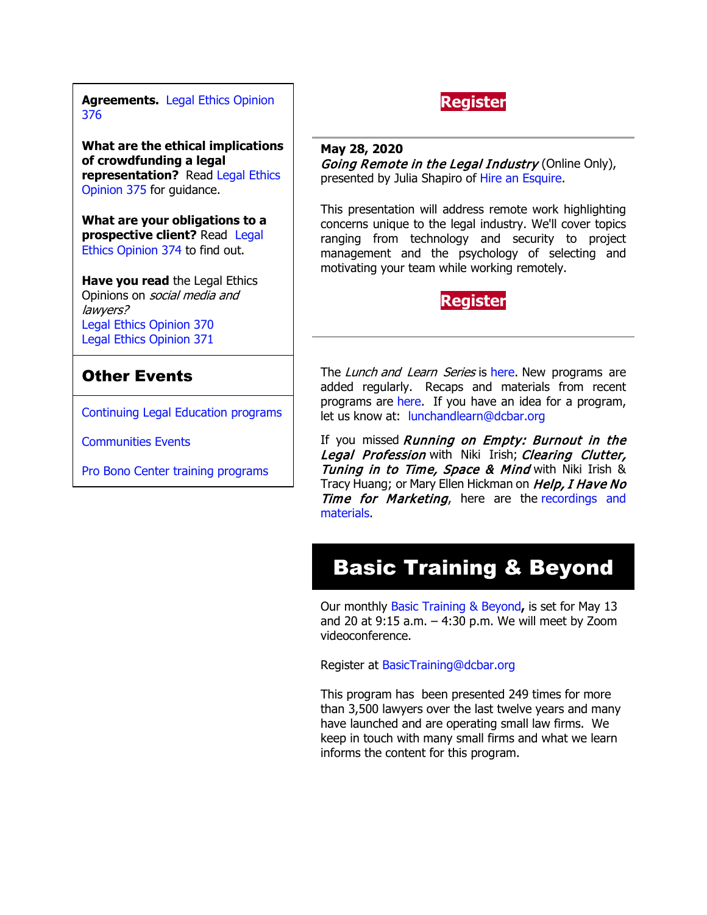**Agreements.** Legal Ethics Opinion 376

**What are the ethical implications of crowdfunding a legal representation?** Read Legal Ethics Opinion 375 for guidance.

**What are your obligations to a prospective client?** Read Legal Ethics Opinion 374 to find out.

**Have you read** the Legal Ethics Opinions on *social media and lawyers?*
Legal Ethics Opinion 370
Legal Ethics Opinion 371

## Other Events

Continuing Legal Education programs

Communities Events

Pro Bono Center training programs

**Register**

---

**May 28, 2020**
*Going Remote in the Legal Industry* (Online Only), presented by Julia Shapiro of Hire an Esquire.

This presentation will address remote work highlighting concerns unique to the legal industry. We'll cover topics ranging from technology and security to project management and the psychology of selecting and motivating your team while working remotely.

**Register**

---

The *Lunch and Learn Series* is here. New programs are added regularly. Recaps and materials from recent programs are here. If you have an idea for a program, let us know at: lunchandlearn@dcbar.org

If you missed ***Running on Empty: Burnout in the Legal Profession*** with Niki Irish; ***Clearing Clutter, Tuning in to Time, Space & Mind*** with Niki Irish & Tracy Huang; or Mary Ellen Hickman on ***Help, I Have No Time for Marketing***, here are the recordings and materials.

# Basic Training & Beyond

Our monthly Basic Training & Beyond**,** is set for May 13 and 20 at 9:15 a.m. – 4:30 p.m. We will meet by Zoom videoconference.

Register at BasicTraining@dcbar.org

This program has been presented 249 times for more than 3,500 lawyers over the last twelve years and many have launched and are operating small law firms. We keep in touch with many small firms and what we learn informs the content for this program.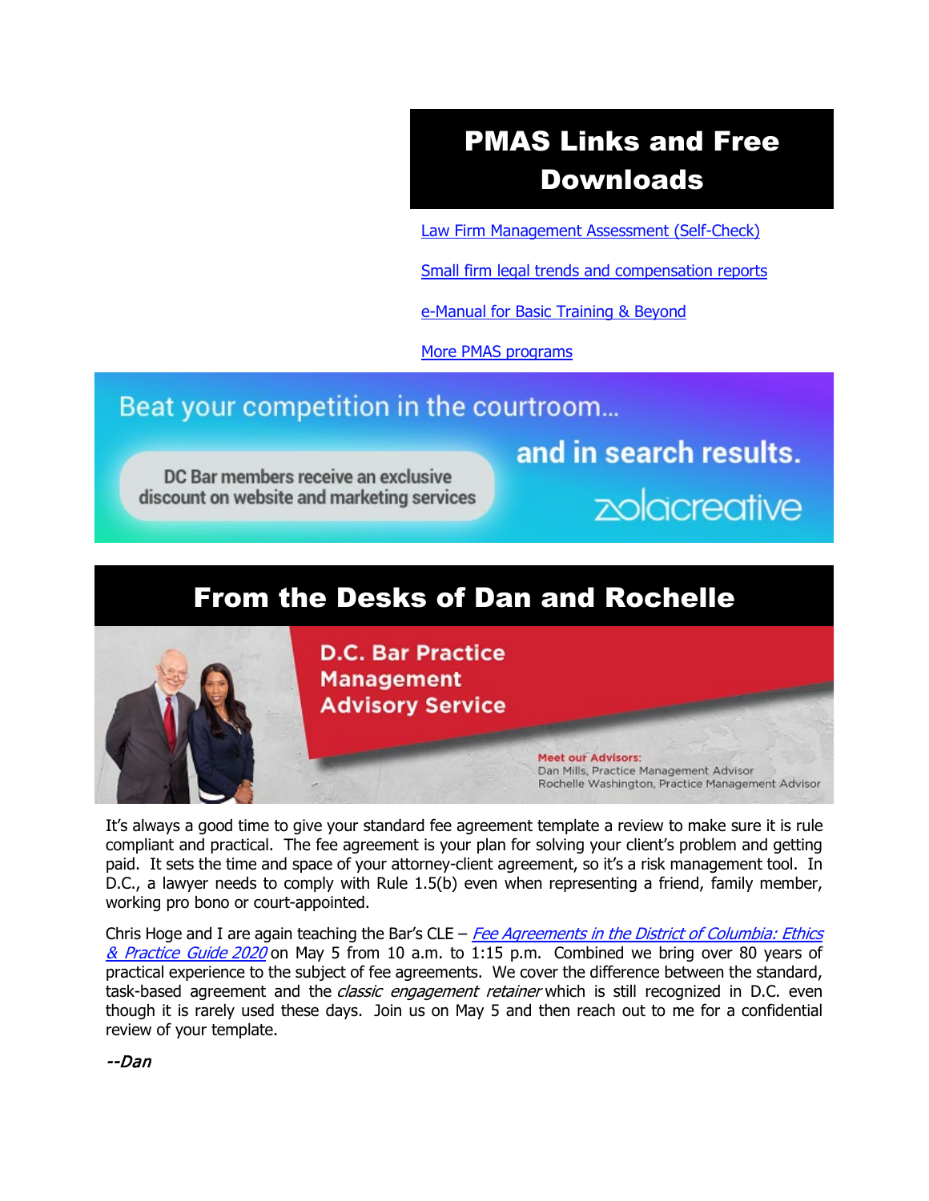## PMAS Links and Free Downloads

[Law Firm Management Assessment (Self-Check)]

[Small firm legal trends and compensation reports]

[e-Manual for Basic Training & Beyond]

[More PMAS programs]

Beat your competition in the courtroom... and in search results.

DC Bar members receive an exclusive discount on website and marketing services

zolacreative

## From the Desks of Dan and Rochelle

D.C. Bar Practice Management Advisory Service

Meet our Advisors:
Dan Mills, Practice Management Advisor
Rochelle Washington, Practice Management Advisor

It's always a good time to give your standard fee agreement template a review to make sure it is rule compliant and practical. The fee agreement is your plan for solving your client's problem and getting paid. It sets the time and space of your attorney-client agreement, so it's a risk management tool. In D.C., a lawyer needs to comply with Rule 1.5(b) even when representing a friend, family member, working pro bono or court-appointed.

Chris Hoge and I are again teaching the Bar's CLE – *Fee Agreements in the District of Columbia: Ethics & Practice Guide 2020* on May 5 from 10 a.m. to 1:15 p.m. Combined we bring over 80 years of practical experience to the subject of fee agreements. We cover the difference between the standard, task-based agreement and the *classic engagement retainer* which is still recognized in D.C. even though it is rarely used these days. Join us on May 5 and then reach out to me for a confidential review of your template.

*--Dan*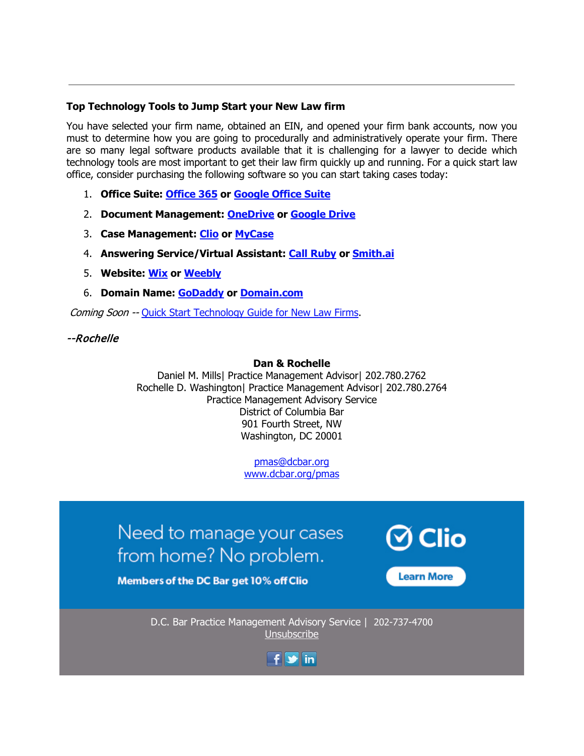---

**Top Technology Tools to Jump Start your New Law firm**

You have selected your firm name, obtained an EIN, and opened your firm bank accounts, now you must to determine how you are going to procedurally and administratively operate your firm. There are so many legal software products available that it is challenging for a lawyer to decide which technology tools are most important to get their law firm quickly up and running. For a quick start law office, consider purchasing the following software so you can start taking cases today:

1. **Office Suite: Office 365 or Google Office Suite**
2. **Document Management: OneDrive or Google Drive**
3. **Case Management: Clio or MyCase**
4. **Answering Service/Virtual Assistant: Call Ruby or Smith.ai**
5. **Website: Wix or Weebly**
6. **Domain Name: GoDaddy or Domain.com**

*Coming Soon* -- Quick Start Technology Guide for New Law Firms.

*--Rochelle*

**Dan & Rochelle**
Daniel M. Mills| Practice Management Advisor| 202.780.2762
Rochelle D. Washington| Practice Management Advisor| 202.780.2764
Practice Management Advisory Service
District of Columbia Bar
901 Fourth Street, NW
Washington, DC 20001

pmas@dcbar.org
www.dcbar.org/pmas

Need to manage your cases from home? No problem.

**Members of the DC Bar get 10% off Clio**

Clio

Learn More

D.C. Bar Practice Management Advisory Service | 202-737-4700
Unsubscribe